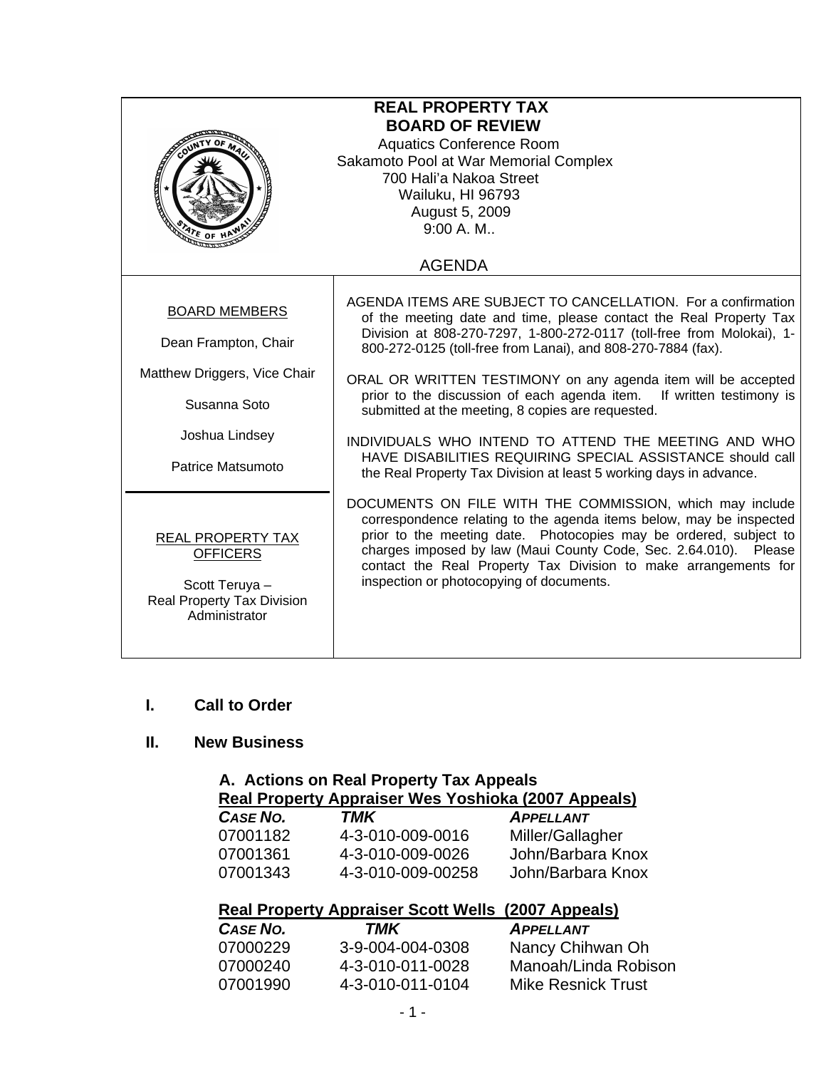# REAL PROPERTY TAX
# BOARD OF REVIEW

Aquatics Conference Room
Sakamoto Pool at War Memorial Complex
700 Hali'a Nakoa Street
Wailuku, HI 96793
August 5, 2009
9:00 A. M..

AGENDA

BOARD MEMBERS

Dean Frampton, Chair

Matthew Driggers, Vice Chair

Susanna Soto

Joshua Lindsey

Patrice Matsumoto

REAL PROPERTY TAX OFFICERS

Scott Teruya –
Real Property Tax Division Administrator

AGENDA ITEMS ARE SUBJECT TO CANCELLATION. For a confirmation of the meeting date and time, please contact the Real Property Tax Division at 808-270-7297, 1-800-272-0117 (toll-free from Molokai), 1-800-272-0125 (toll-free from Lanai), and 808-270-7884 (fax).

ORAL OR WRITTEN TESTIMONY on any agenda item will be accepted prior to the discussion of each agenda item. If written testimony is submitted at the meeting, 8 copies are requested.

INDIVIDUALS WHO INTEND TO ATTEND THE MEETING AND WHO HAVE DISABILITIES REQUIRING SPECIAL ASSISTANCE should call the Real Property Tax Division at least 5 working days in advance.

DOCUMENTS ON FILE WITH THE COMMISSION, which may include correspondence relating to the agenda items below, may be inspected prior to the meeting date. Photocopies may be ordered, subject to charges imposed by law (Maui County Code, Sec. 2.64.010). Please contact the Real Property Tax Division to make arrangements for inspection or photocopying of documents.

## I. Call to Order

## II. New Business

### A. Actions on Real Property Tax Appeals

**Real Property Appraiser Wes Yoshioka (2007 Appeals)**

| CASE NO. | TMK | APPELLANT |
|---|---|---|
| 07001182 | 4-3-010-009-0016 | Miller/Gallagher |
| 07001361 | 4-3-010-009-0026 | John/Barbara Knox |
| 07001343 | 4-3-010-009-00258 | John/Barbara Knox |

**Real Property Appraiser Scott Wells (2007 Appeals)**

| CASE NO. | TMK | APPELLANT |
|---|---|---|
| 07000229 | 3-9-004-004-0308 | Nancy Chihwan Oh |
| 07000240 | 4-3-010-011-0028 | Manoah/Linda Robison |
| 07001990 | 4-3-010-011-0104 | Mike Resnick Trust |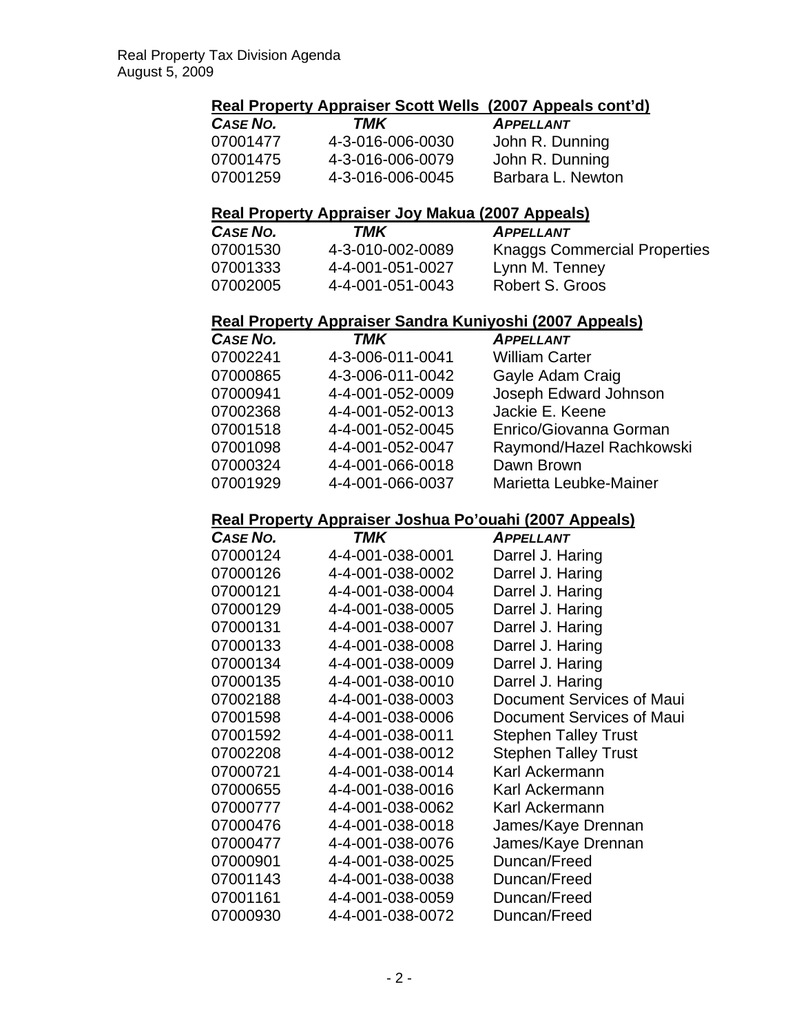### Real Property Appraiser Scott Wells (2007 Appeals cont'd)

| *CASE NO.* | *TMK* | *APPELLANT* |
|---|---|---|
| 07001477 | 4-3-016-006-0030 | John R. Dunning |
| 07001475 | 4-3-016-006-0079 | John R. Dunning |
| 07001259 | 4-3-016-006-0045 | Barbara L. Newton |

### Real Property Appraiser Joy Makua (2007 Appeals)

| *CASE NO.* | *TMK* | *APPELLANT* |
|---|---|---|
| 07001530 | 4-3-010-002-0089 | Knaggs Commercial Properties |
| 07001333 | 4-4-001-051-0027 | Lynn M. Tenney |
| 07002005 | 4-4-001-051-0043 | Robert S. Groos |

### Real Property Appraiser Sandra Kuniyoshi (2007 Appeals)

| *CASE NO.* | *TMK* | *APPELLANT* |
|---|---|---|
| 07002241 | 4-3-006-011-0041 | William Carter |
| 07000865 | 4-3-006-011-0042 | Gayle Adam Craig |
| 07000941 | 4-4-001-052-0009 | Joseph Edward Johnson |
| 07002368 | 4-4-001-052-0013 | Jackie E. Keene |
| 07001518 | 4-4-001-052-0045 | Enrico/Giovanna Gorman |
| 07001098 | 4-4-001-052-0047 | Raymond/Hazel Rachkowski |
| 07000324 | 4-4-001-066-0018 | Dawn Brown |
| 07001929 | 4-4-001-066-0037 | Marietta Leubke-Mainer |

### Real Property Appraiser Joshua Po'ouahi (2007 Appeals)

| *CASE NO.* | *TMK* | *APPELLANT* |
|---|---|---|
| 07000124 | 4-4-001-038-0001 | Darrel J. Haring |
| 07000126 | 4-4-001-038-0002 | Darrel J. Haring |
| 07000121 | 4-4-001-038-0004 | Darrel J. Haring |
| 07000129 | 4-4-001-038-0005 | Darrel J. Haring |
| 07000131 | 4-4-001-038-0007 | Darrel J. Haring |
| 07000133 | 4-4-001-038-0008 | Darrel J. Haring |
| 07000134 | 4-4-001-038-0009 | Darrel J. Haring |
| 07000135 | 4-4-001-038-0010 | Darrel J. Haring |
| 07002188 | 4-4-001-038-0003 | Document Services of Maui |
| 07001598 | 4-4-001-038-0006 | Document Services of Maui |
| 07001592 | 4-4-001-038-0011 | Stephen Talley Trust |
| 07002208 | 4-4-001-038-0012 | Stephen Talley Trust |
| 07000721 | 4-4-001-038-0014 | Karl Ackermann |
| 07000655 | 4-4-001-038-0016 | Karl Ackermann |
| 07000777 | 4-4-001-038-0062 | Karl Ackermann |
| 07000476 | 4-4-001-038-0018 | James/Kaye Drennan |
| 07000477 | 4-4-001-038-0076 | James/Kaye Drennan |
| 07000901 | 4-4-001-038-0025 | Duncan/Freed |
| 07001143 | 4-4-001-038-0038 | Duncan/Freed |
| 07001161 | 4-4-001-038-0059 | Duncan/Freed |
| 07000930 | 4-4-001-038-0072 | Duncan/Freed |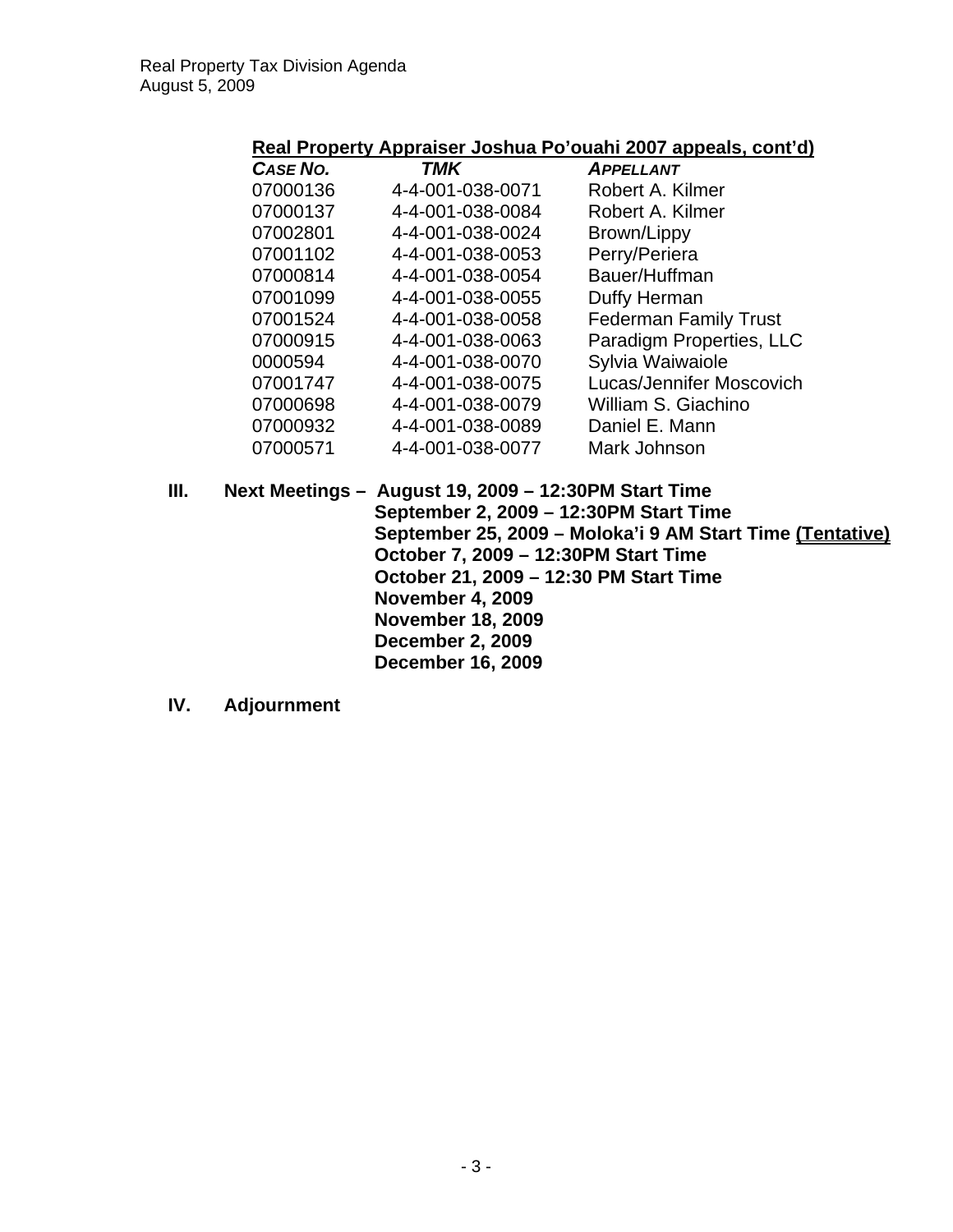**Real Property Appraiser Joshua Po'ouahi 2007 appeals, cont'd)**

| *CASE NO.* | *TMK* | *APPELLANT* |
|---|---|---|
| 07000136 | 4-4-001-038-0071 | Robert A. Kilmer |
| 07000137 | 4-4-001-038-0084 | Robert A. Kilmer |
| 07002801 | 4-4-001-038-0024 | Brown/Lippy |
| 07001102 | 4-4-001-038-0053 | Perry/Periera |
| 07000814 | 4-4-001-038-0054 | Bauer/Huffman |
| 07001099 | 4-4-001-038-0055 | Duffy Herman |
| 07001524 | 4-4-001-038-0058 | Federman Family Trust |
| 07000915 | 4-4-001-038-0063 | Paradigm Properties, LLC |
| 0000594 | 4-4-001-038-0070 | Sylvia Waiwaiole |
| 07001747 | 4-4-001-038-0075 | Lucas/Jennifer Moscovich |
| 07000698 | 4-4-001-038-0079 | William S. Giachino |
| 07000932 | 4-4-001-038-0089 | Daniel E. Mann |
| 07000571 | 4-4-001-038-0077 | Mark Johnson |

**III. Next Meetings – August 19, 2009 – 12:30PM Start Time**
**September 2, 2009 – 12:30PM Start Time**
**September 25, 2009 – Moloka'i 9 AM Start Time (Tentative)**
**October 7, 2009 – 12:30PM Start Time**
**October 21, 2009 – 12:30 PM Start Time**
**November 4, 2009**
**November 18, 2009**
**December 2, 2009**
**December 16, 2009**

**IV. Adjournment**